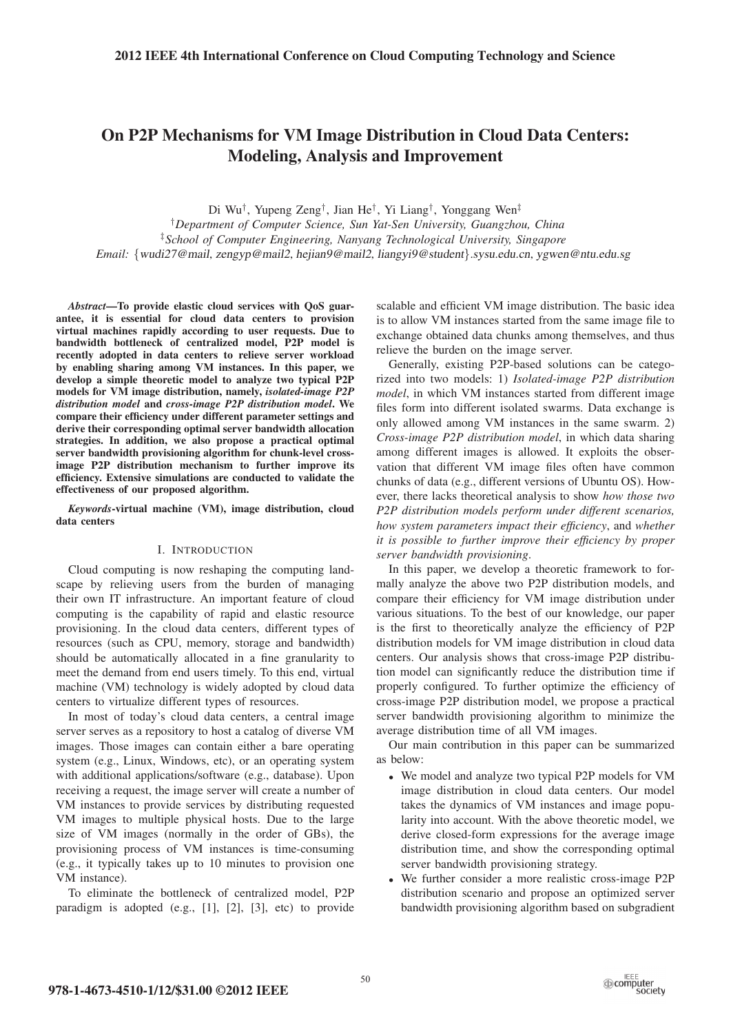# On P2P Mechanisms for VM Image Distribution in Cloud Data Centers: Modeling, Analysis and Improvement

Di Wu†, Yupeng Zeng†, Jian He†, Yi Liang†, Yonggang Wen‡

†*Department of Computer Science, Sun Yat-Sen University, Guangzhou, China*

‡*School of Computer Engineering, Nanyang Technological University, Singapore*

*Email:* {wudi27@mail, zengyp@mail2, hejian9@mail2, liangyi9@student}.sysu.edu.cn, ygwen@ntu.edu.sg

***Abstract*—To provide elastic cloud services with QoS guarantee, it is essential for cloud data centers to provision virtual machines rapidly according to user requests. Due to bandwidth bottleneck of centralized model, P2P model is recently adopted in data centers to relieve server workload by enabling sharing among VM instances. In this paper, we develop a simple theoretic model to analyze two typical P2P models for VM image distribution, namely, *isolated-image P2P distribution model* and *cross-image P2P distribution model*. We compare their efficiency under different parameter settings and derive their corresponding optimal server bandwidth allocation strategies. In addition, we also propose a practical optimal server bandwidth provisioning algorithm for chunk-level cross-image P2P distribution mechanism to further improve its efficiency. Extensive simulations are conducted to validate the effectiveness of our proposed algorithm.**

***Keywords*-virtual machine (VM), image distribution, cloud data centers**

## I. Introduction

Cloud computing is now reshaping the computing landscape by relieving users from the burden of managing their own IT infrastructure. An important feature of cloud computing is the capability of rapid and elastic resource provisioning. In the cloud data centers, different types of resources (such as CPU, memory, storage and bandwidth) should be automatically allocated in a fine granularity to meet the demand from end users timely. To this end, virtual machine (VM) technology is widely adopted by cloud data centers to virtualize different types of resources.

In most of today's cloud data centers, a central image server serves as a repository to host a catalog of diverse VM images. Those images can contain either a bare operating system (e.g., Linux, Windows, etc), or an operating system with additional applications/software (e.g., database). Upon receiving a request, the image server will create a number of VM instances to provide services by distributing requested VM images to multiple physical hosts. Due to the large size of VM images (normally in the order of GBs), the provisioning process of VM instances is time-consuming (e.g., it typically takes up to 10 minutes to provision one VM instance).

To eliminate the bottleneck of centralized model, P2P paradigm is adopted (e.g., [1], [2], [3], etc) to provide scalable and efficient VM image distribution. The basic idea is to allow VM instances started from the same image file to exchange obtained data chunks among themselves, and thus relieve the burden on the image server.

Generally, existing P2P-based solutions can be categorized into two models: 1) *Isolated-image P2P distribution model*, in which VM instances started from different image files form into different isolated swarms. Data exchange is only allowed among VM instances in the same swarm. 2) *Cross-image P2P distribution model*, in which data sharing among different images is allowed. It exploits the observation that different VM image files often have common chunks of data (e.g., different versions of Ubuntu OS). However, there lacks theoretical analysis to show *how those two P2P distribution models perform under different scenarios, how system parameters impact their efficiency*, and *whether it is possible to further improve their efficiency by proper server bandwidth provisioning*.

In this paper, we develop a theoretic framework to formally analyze the above two P2P distribution models, and compare their efficiency for VM image distribution under various situations. To the best of our knowledge, our paper is the first to theoretically analyze the efficiency of P2P distribution models for VM image distribution in cloud data centers. Our analysis shows that cross-image P2P distribution model can significantly reduce the distribution time if properly configured. To further optimize the efficiency of cross-image P2P distribution model, we propose a practical server bandwidth provisioning algorithm to minimize the average distribution time of all VM images.

Our main contribution in this paper can be summarized as below:

- We model and analyze two typical P2P models for VM image distribution in cloud data centers. Our model takes the dynamics of VM instances and image popularity into account. With the above theoretic model, we derive closed-form expressions for the average image distribution time, and show the corresponding optimal server bandwidth provisioning strategy.
- We further consider a more realistic cross-image P2P distribution scenario and propose an optimized server bandwidth provisioning algorithm based on subgradient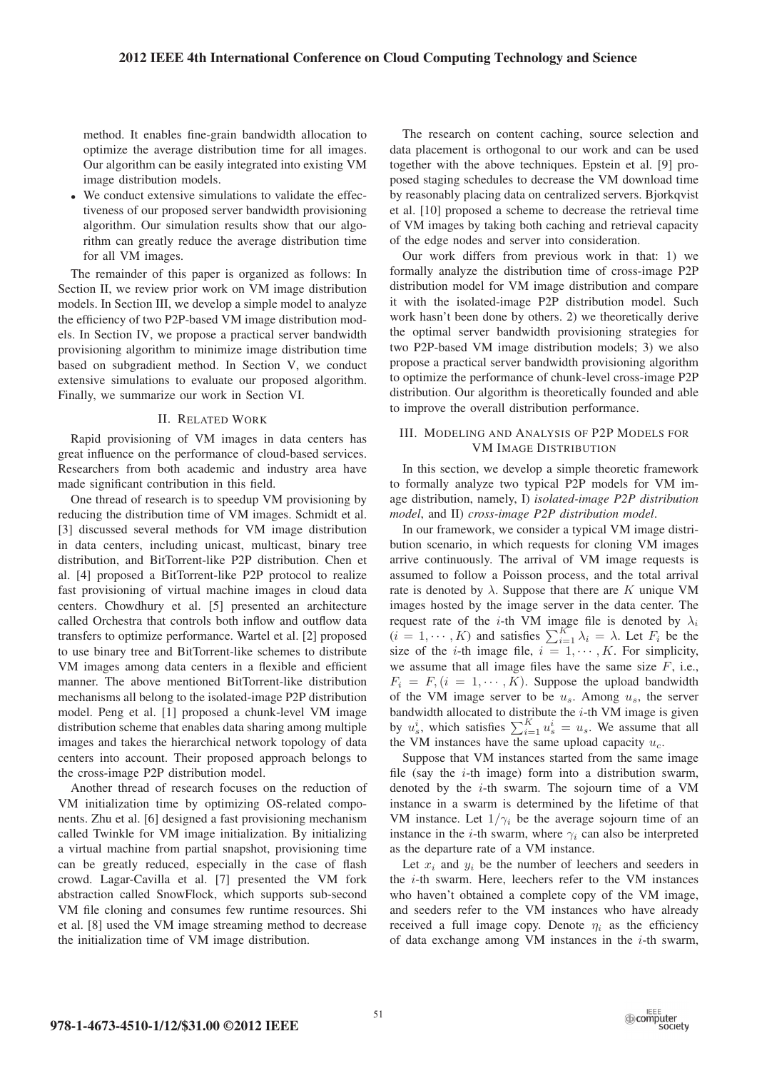method. It enables fine-grain bandwidth allocation to optimize the average distribution time for all images. Our algorithm can be easily integrated into existing VM image distribution models.

- We conduct extensive simulations to validate the effectiveness of our proposed server bandwidth provisioning algorithm. Our simulation results show that our algorithm can greatly reduce the average distribution time for all VM images.

The remainder of this paper is organized as follows: In Section II, we review prior work on VM image distribution models. In Section III, we develop a simple model to analyze the efficiency of two P2P-based VM image distribution models. In Section IV, we propose a practical server bandwidth provisioning algorithm to minimize image distribution time based on subgradient method. In Section V, we conduct extensive simulations to evaluate our proposed algorithm. Finally, we summarize our work in Section VI.

## II. Related Work

Rapid provisioning of VM images in data centers has great influence on the performance of cloud-based services. Researchers from both academic and industry area have made significant contribution in this field.

One thread of research is to speedup VM provisioning by reducing the distribution time of VM images. Schmidt et al. [3] discussed several methods for VM image distribution in data centers, including unicast, multicast, binary tree distribution, and BitTorrent-like P2P distribution. Chen et al. [4] proposed a BitTorrent-like P2P protocol to realize fast provisioning of virtual machine images in cloud data centers. Chowdhury et al. [5] presented an architecture called Orchestra that controls both inflow and outflow data transfers to optimize performance. Wartel et al. [2] proposed to use binary tree and BitTorrent-like schemes to distribute VM images among data centers in a flexible and efficient manner. The above mentioned BitTorrent-like distribution mechanisms all belong to the isolated-image P2P distribution model. Peng et al. [1] proposed a chunk-level VM image distribution scheme that enables data sharing among multiple images and takes the hierarchical network topology of data centers into account. Their proposed approach belongs to the cross-image P2P distribution model.

Another thread of research focuses on the reduction of VM initialization time by optimizing OS-related components. Zhu et al. [6] designed a fast provisioning mechanism called Twinkle for VM image initialization. By initializing a virtual machine from partial snapshot, provisioning time can be greatly reduced, especially in the case of flash crowd. Lagar-Cavilla et al. [7] presented the VM fork abstraction called SnowFlock, which supports sub-second VM file cloning and consumes few runtime resources. Shi et al. [8] used the VM image streaming method to decrease the initialization time of VM image distribution.

The research on content caching, source selection and data placement is orthogonal to our work and can be used together with the above techniques. Epstein et al. [9] proposed staging schedules to decrease the VM download time by reasonably placing data on centralized servers. Bjorkqvist et al. [10] proposed a scheme to decrease the retrieval time of VM images by taking both caching and retrieval capacity of the edge nodes and server into consideration.

Our work differs from previous work in that: 1) we formally analyze the distribution time of cross-image P2P distribution model for VM image distribution and compare it with the isolated-image P2P distribution model. Such work hasn't been done by others. 2) we theoretically derive the optimal server bandwidth provisioning strategies for two P2P-based VM image distribution models; 3) we also propose a practical server bandwidth provisioning algorithm to optimize the performance of chunk-level cross-image P2P distribution. Our algorithm is theoretically founded and able to improve the overall distribution performance.

## III. Modeling and Analysis of P2P Models for VM Image Distribution

In this section, we develop a simple theoretic framework to formally analyze two typical P2P models for VM image distribution, namely, I) *isolated-image P2P distribution model*, and II) *cross-image P2P distribution model*.

In our framework, we consider a typical VM image distribution scenario, in which requests for cloning VM images arrive continuously. The arrival of VM image requests is assumed to follow a Poisson process, and the total arrival rate is denoted by $\lambda$. Suppose that there are $K$ unique VM images hosted by the image server in the data center. The request rate of the $i$-th VM image file is denoted by $\lambda_i$ ($i = 1, \cdots, K$) and satisfies $\sum_{i=1}^{K} \lambda_i = \lambda$. Let $F_i$ be the size of the $i$-th image file, $i = 1, \cdots, K$. For simplicity, we assume that all image files have the same size $F$, i.e., $F_i = F, (i = 1, \cdots, K)$. Suppose the upload bandwidth of the VM image server to be $u_s$. Among $u_s$, the server bandwidth allocated to distribute the $i$-th VM image is given by $u_s^i$, which satisfies $\sum_{i=1}^{K} u_s^i = u_s$. We assume that all the VM instances have the same upload capacity $u_c$.

Suppose that VM instances started from the same image file (say the $i$-th image) form into a distribution swarm, denoted by the $i$-th swarm. The sojourn time of a VM instance in a swarm is determined by the lifetime of that VM instance. Let $1/\gamma_i$ be the average sojourn time of an instance in the $i$-th swarm, where $\gamma_i$ can also be interpreted as the departure rate of a VM instance.

Let $x_i$ and $y_i$ be the number of leechers and seeders in the $i$-th swarm. Here, leechers refer to the VM instances who haven't obtained a complete copy of the VM image, and seeders refer to the VM instances who have already received a full image copy. Denote $\eta_i$ as the efficiency of data exchange among VM instances in the $i$-th swarm,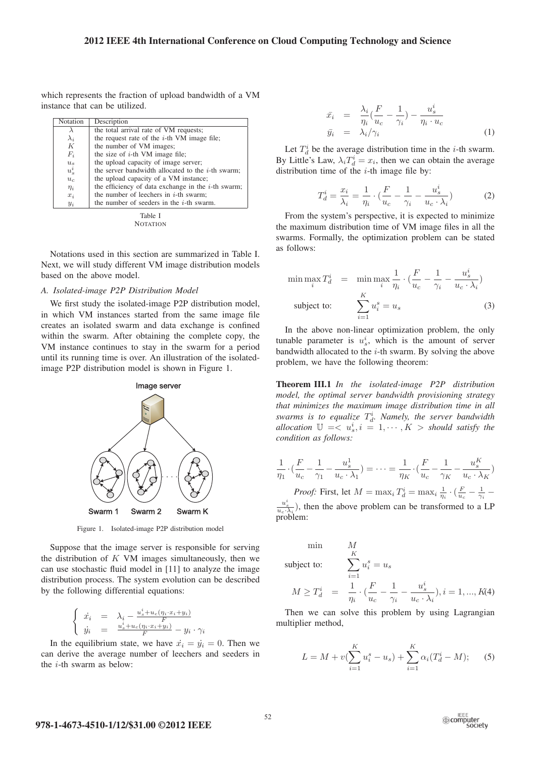which represents the fraction of upload bandwidth of a VM instance that can be utilized.

| Notation | Description |
|---|---|
| $\lambda$ | the total arrival rate of VM requests; |
| $\lambda_i$ | the request rate of the $i$-th VM image file; |
| $K$ | the number of VM images; |
| $F_i$ | the size of $i$-th VM image file; |
| $u_s$ | the upload capacity of image server; |
| $u_s^i$ | the server bandwidth allocated to the $i$-th swarm; |
| $u_c$ | the upload capacity of a VM instance; |
| $\eta_i$ | the efficiency of data exchange in the $i$-th swarm; |
| $x_i$ | the number of leechers in $i$-th swarm; |
| $y_i$ | the number of seeders in the $i$-th swarm. |

Table I
NOTATION

Notations used in this section are summarized in Table I. Next, we will study different VM image distribution models based on the above model.

### A. Isolated-image P2P Distribution Model

We first study the isolated-image P2P distribution model, in which VM instances started from the same image file creates an isolated swarm and data exchange is confined within the swarm. After obtaining the complete copy, the VM instance continues to stay in the swarm for a period until its running time is over. An illustration of the isolated-image P2P distribution model is shown in Figure 1.

Figure 1. Isolated-image P2P distribution model

Suppose that the image server is responsible for serving the distribution of $K$ VM images simultaneously, then we can use stochastic fluid model in [11] to analyze the image distribution process. The system evolution can be described by the following differential equations:

$$\begin{cases} \dot{x_i} &= \lambda_i - \frac{u_s^i + u_c(\eta_i \cdot x_i + y_i)}{F} \\ \dot{y_i} &= \frac{u_s^i + u_c(\eta_i \cdot x_i + y_i)}{F} - y_i \cdot \gamma_i \end{cases}$$

In the equilibrium state, we have $\dot{x_i} = \dot{y_i} = 0$. Then we can derive the average number of leechers and seeders in the $i$-th swarm as below:

$$\begin{aligned} \bar{x_i} &= \frac{\lambda_i}{\eta_i}(\frac{F}{u_c} - \frac{1}{\gamma_i}) - \frac{u_s^i}{\eta_i \cdot u_c} \\ \bar{y_i} &= \lambda_i / \gamma_i \end{aligned} \tag{1}$$

Let $T_d^i$ be the average distribution time in the $i$-th swarm. By Little's Law, $\lambda_i T_d^i = x_i$, then we can obtain the average distribution time of the $i$-th image file by:

$$T_d^i = \frac{x_i}{\lambda_i} = \frac{1}{\eta_i} \cdot (\frac{F}{u_c} - \frac{1}{\gamma_i} - \frac{u_s^i}{u_c \cdot \lambda_i}) \tag{2}$$

From the system's perspective, it is expected to minimize the maximum distribution time of VM image files in all the swarms. Formally, the optimization problem can be stated as follows:

$$\begin{aligned} \min \max_i T_d^i &= \min \max_i \frac{1}{\eta_i} \cdot (\frac{F}{u_c} - \frac{1}{\gamma_i} - \frac{u_s^i}{u_c \cdot \lambda_i}) \\ \text{subject to:} & \quad \sum_{i=1}^{K} u_i^s = u_s \end{aligned} \tag{3}$$

In the above non-linear optimization problem, the only tunable parameter is $u_s^i$, which is the amount of server bandwidth allocated to the $i$-th swarm. By solving the above problem, we have the following theorem:

**Theorem III.1** *In the isolated-image P2P distribution model, the optimal server bandwidth provisioning strategy that minimizes the maximum image distribution time in all swarms is to equalize $T_d^i$. Namely, the server bandwidth allocation $\mathbb{U} =< u_s^i, i = 1, \cdots, K >$ should satisfy the condition as follows:*

$$\frac{1}{\eta_1} \cdot (\frac{F}{u_c} - \frac{1}{\gamma_1} - \frac{u_s^1}{u_c \cdot \lambda_1}) = \cdots = \frac{1}{\eta_K} \cdot (\frac{F}{u_c} - \frac{1}{\gamma_K} - \frac{u_s^K}{u_c \cdot \lambda_K})$$

*Proof:* First, let $M = \max_i T_d^i = \max_i \frac{1}{\eta_i} \cdot (\frac{F}{u_c} - \frac{1}{\gamma_i} - \frac{u_s^i}{u_c \cdot \lambda_i})$, then the above problem can be transformed to a LP problem:

$$\begin{aligned} \min & \quad M \\ \text{subject to:} & \quad \sum_{i=1}^{K} u_i^s = u_s \\ M \geq T_d^i &= \frac{1}{\eta_i} \cdot (\frac{F}{u_c} - \frac{1}{\gamma_i} - \frac{u_s^i}{u_c \cdot \lambda_i}), i = 1, ..., K \end{aligned} \tag{4}$$

Then we can solve this problem by using Lagrangian multiplier method,

$$L = M + v(\sum_{i=1}^{K} u_i^s - u_s) + \sum_{i=1}^{K} \alpha_i (T_d^i - M); \tag{5}$$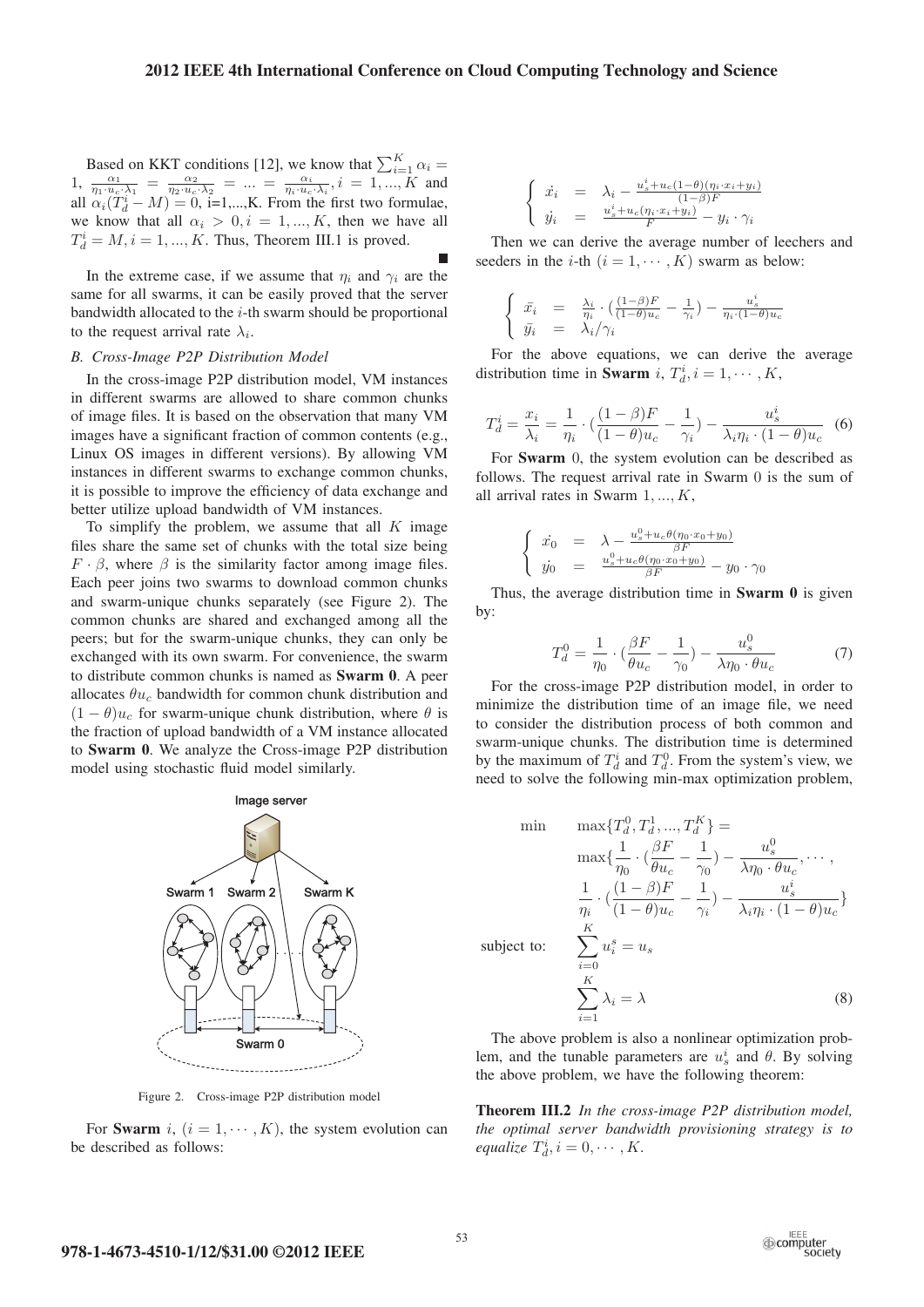Based on KKT conditions [12], we know that $\sum_{i=1}^{K} \alpha_i = 1$, $\frac{\alpha_1}{\eta_1 \cdot u_c \cdot \lambda_1} = \frac{\alpha_2}{\eta_2 \cdot u_c \cdot \lambda_2} = ... = \frac{\alpha_i}{\eta_i \cdot u_c \cdot \lambda_i}, i = 1, ..., K$ and all $\alpha_i(T_d^i - M) = 0$, i=1,...,K. From the first two formulae, we know that all $\alpha_i > 0, i = 1, ..., K$, then we have all $T_d^i = M, i = 1, ..., K$. Thus, Theorem III.1 is proved. ■

In the extreme case, if we assume that $\eta_i$ and $\gamma_i$ are the same for all swarms, it can be easily proved that the server bandwidth allocated to the $i$-th swarm should be proportional to the request arrival rate $\lambda_i$.

### B. Cross-Image P2P Distribution Model

In the cross-image P2P distribution model, VM instances in different swarms are allowed to share common chunks of image files. It is based on the observation that many VM images have a significant fraction of common contents (e.g., Linux OS images in different versions). By allowing VM instances in different swarms to exchange common chunks, it is possible to improve the efficiency of data exchange and better utilize upload bandwidth of VM instances.

To simplify the problem, we assume that all $K$ image files share the same set of chunks with the total size being $F \cdot \beta$, where $\beta$ is the similarity factor among image files. Each peer joins two swarms to download common chunks and swarm-unique chunks separately (see Figure 2). The common chunks are shared and exchanged among all the peers; but for the swarm-unique chunks, they can only be exchanged with its own swarm. For convenience, the swarm to distribute common chunks is named as **Swarm 0**. A peer allocates $\theta u_c$ bandwidth for common chunk distribution and $(1-\theta)u_c$ for swarm-unique chunk distribution, where $\theta$ is the fraction of upload bandwidth of a VM instance allocated to **Swarm 0**. We analyze the Cross-image P2P distribution model using stochastic fluid model similarly.

Figure 2. Cross-image P2P distribution model

For **Swarm** $i$, $(i = 1, \cdots, K)$, the system evolution can be described as follows:

$$\begin{cases} \dot{x_i} &= \lambda_i - \frac{u_s^i + u_c(1-\theta)(\eta_i \cdot x_i + y_i)}{(1-\beta)F} \\ \dot{y_i} &= \frac{u_s^i + u_c(\eta_i \cdot x_i + y_i)}{F} - y_i \cdot \gamma_i \end{cases}$$

Then we can derive the average number of leechers and seeders in the $i$-th $(i = 1, \cdots, K)$ swarm as below:

$$\begin{cases} \bar{x_i} &= \frac{\lambda_i}{\eta_i} \cdot (\frac{(1-\beta)F}{(1-\theta)u_c} - \frac{1}{\gamma_i}) - \frac{u_s^i}{\eta_i \cdot (1-\theta)u_c} \\ \bar{y_i} &= \lambda_i / \gamma_i \end{cases}$$

For the above equations, we can derive the average distribution time in **Swarm** $i$, $T_d^i, i = 1, \cdots, K$,

$$T_d^i = \frac{x_i}{\lambda_i} = \frac{1}{\eta_i} \cdot (\frac{(1-\beta)F}{(1-\theta)u_c} - \frac{1}{\gamma_i}) - \frac{u_s^i}{\lambda_i \eta_i \cdot (1-\theta)u_c} \quad (6)$$

For **Swarm** 0, the system evolution can be described as follows. The request arrival rate in Swarm 0 is the sum of all arrival rates in Swarm $1, ..., K$,

$$\begin{cases} \dot{x_0} &= \lambda - \frac{u_s^0 + u_c \theta(\eta_0 \cdot x_0 + y_0)}{\beta F} \\ \dot{y_0} &= \frac{u_s^0 + u_c \theta(\eta_0 \cdot x_0 + y_0)}{\beta F} - y_0 \cdot \gamma_0 \end{cases}$$

Thus, the average distribution time in **Swarm 0** is given by:

$$T_d^0 = \frac{1}{\eta_0} \cdot (\frac{\beta F}{\theta u_c} - \frac{1}{\gamma_0}) - \frac{u_s^0}{\lambda \eta_0 \cdot \theta u_c} \quad (7)$$

For the cross-image P2P distribution model, in order to minimize the distribution time of an image file, we need to consider the distribution process of both common and swarm-unique chunks. The distribution time is determined by the maximum of $T_d^i$ and $T_d^0$. From the system's view, we need to solve the following min-max optimization problem,

$$\begin{aligned} \min \quad & \max\{T_d^0, T_d^1, ..., T_d^K\} = \\ & \max\{\frac{1}{\eta_0} \cdot (\frac{\beta F}{\theta u_c} - \frac{1}{\gamma_0}) - \frac{u_s^0}{\lambda \eta_0 \cdot \theta u_c}, \cdots, \\ & \frac{1}{\eta_i} \cdot (\frac{(1-\beta)F}{(1-\theta)u_c} - \frac{1}{\gamma_i}) - \frac{u_s^i}{\lambda_i \eta_i \cdot (1-\theta)u_c}\} \\ \text{subject to:} \quad & \sum_{i=0}^{K} u_i^s = u_s \\ & \sum_{i=1}^{K} \lambda_i = \lambda \end{aligned} \quad (8)$$

The above problem is also a nonlinear optimization problem, and the tunable parameters are $u_s^i$ and $\theta$. By solving the above problem, we have the following theorem:

**Theorem III.2** *In the cross-image P2P distribution model, the optimal server bandwidth provisioning strategy is to equalize* $T_d^i, i = 0, \cdots, K$.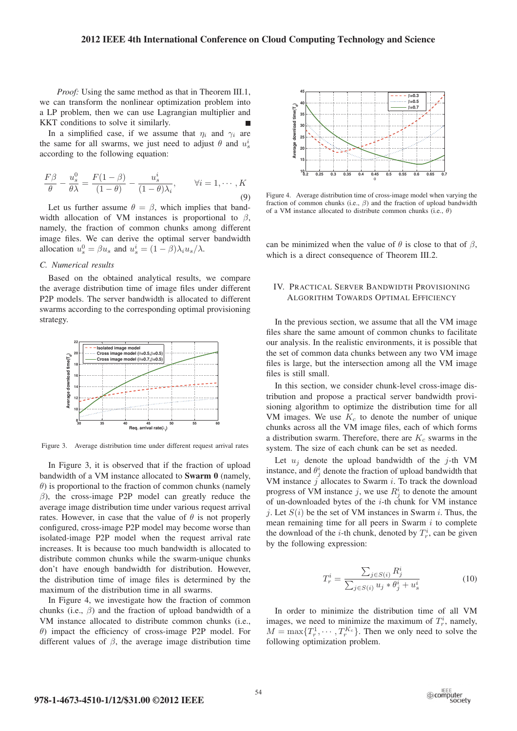*Proof:* Using the same method as that in Theorem III.1, we can transform the nonlinear optimization problem into a LP problem, then we can use Lagrangian multiplier and KKT conditions to solve it similarly. ■

In a simplified case, if we assume that $\eta_i$ and $\gamma_i$ are the same for all swarms, we just need to adjust $\theta$ and $u_s^i$ according to the following equation:

$$\frac{F\beta}{\theta} - \frac{u_s^0}{\theta\lambda} = \frac{F(1-\beta)}{(1-\theta)} - \frac{u_s^i}{(1-\theta)\lambda_i}, \qquad \forall i = 1, \cdots, K \tag{9}$$

Let us further assume $\theta = \beta$, which implies that bandwidth allocation of VM instances is proportional to $\beta$, namely, the fraction of common chunks among different image files. We can derive the optimal server bandwidth allocation $u_s^0 = \beta u_s$ and $u_s^i = (1-\beta)\lambda_i u_s/\lambda$.

### C. Numerical results

Based on the obtained analytical results, we compare the average distribution time of image files under different P2P models. The server bandwidth is allocated to different swarms according to the corresponding optimal provisioning strategy.

Figure 3. Average distribution time under different request arrival rates

In Figure 3, it is observed that if the fraction of upload bandwidth of a VM instance allocated to **Swarm 0** (namely, $\theta$) is proportional to the fraction of common chunks (namely $\beta$), the cross-image P2P model can greatly reduce the average image distribution time under various request arrival rates. However, in case that the value of $\theta$ is not properly configured, cross-image P2P model may become worse than isolated-image P2P model when the request arrival rate increases. It is because too much bandwidth is allocated to distribute common chunks while the swarm-unique chunks don't have enough bandwidth for distribution. However, the distribution time of image files is determined by the maximum of the distribution time in all swarms.

In Figure 4, we investigate how the fraction of common chunks (i.e., $\beta$) and the fraction of upload bandwidth of a VM instance allocated to distribute common chunks (i.e., $\theta$) impact the efficiency of cross-image P2P model. For different values of $\beta$, the average image distribution time can be minimized when the value of $\theta$ is close to that of $\beta$, which is a direct consequence of Theorem III.2.

Figure 4. Average distribution time of cross-image model when varying the fraction of common chunks (i.e., $\beta$) and the fraction of upload bandwidth of a VM instance allocated to distribute common chunks (i.e., $\theta$)

## IV. Practical Server Bandwidth Provisioning Algorithm Towards Optimal Efficiency

In the previous section, we assume that all the VM image files share the same amount of common chunks to facilitate our analysis. In the realistic environments, it is possible that the set of common data chunks between any two VM image files is large, but the intersection among all the VM image files is still small.

In this section, we consider chunk-level cross-image distribution and propose a practical server bandwidth provisioning algorithm to optimize the distribution time for all VM images. We use $K_c$ to denote the number of unique chunks across all the VM image files, each of which forms a distribution swarm. Therefore, there are $K_c$ swarms in the system. The size of each chunk can be set as needed.

Let $u_j$ denote the upload bandwidth of the $j$-th VM instance, and $\theta_j^i$ denote the fraction of upload bandwidth that VM instance $j$ allocates to Swarm $i$. To track the download progress of VM instance $j$, we use $R_j^i$ to denote the amount of un-downloaded bytes of the $i$-th chunk for VM instance $j$. Let $S(i)$ be the set of VM instances in Swarm $i$. Thus, the mean remaining time for all peers in Swarm $i$ to complete the download of the $i$-th chunk, denoted by $T_r^i$, can be given by the following expression:

$$T_r^i = \frac{\sum_{j \in S(i)} R_j^i}{\sum_{j \in S(i)} u_j * \theta_j^i + u_s^i} \tag{10}$$

In order to minimize the distribution time of all VM images, we need to minimize the maximum of $T_r^i$, namely, $M = \max\{T_r^1, \cdots, T_r^{K_c}\}$. Then we only need to solve the following optimization problem.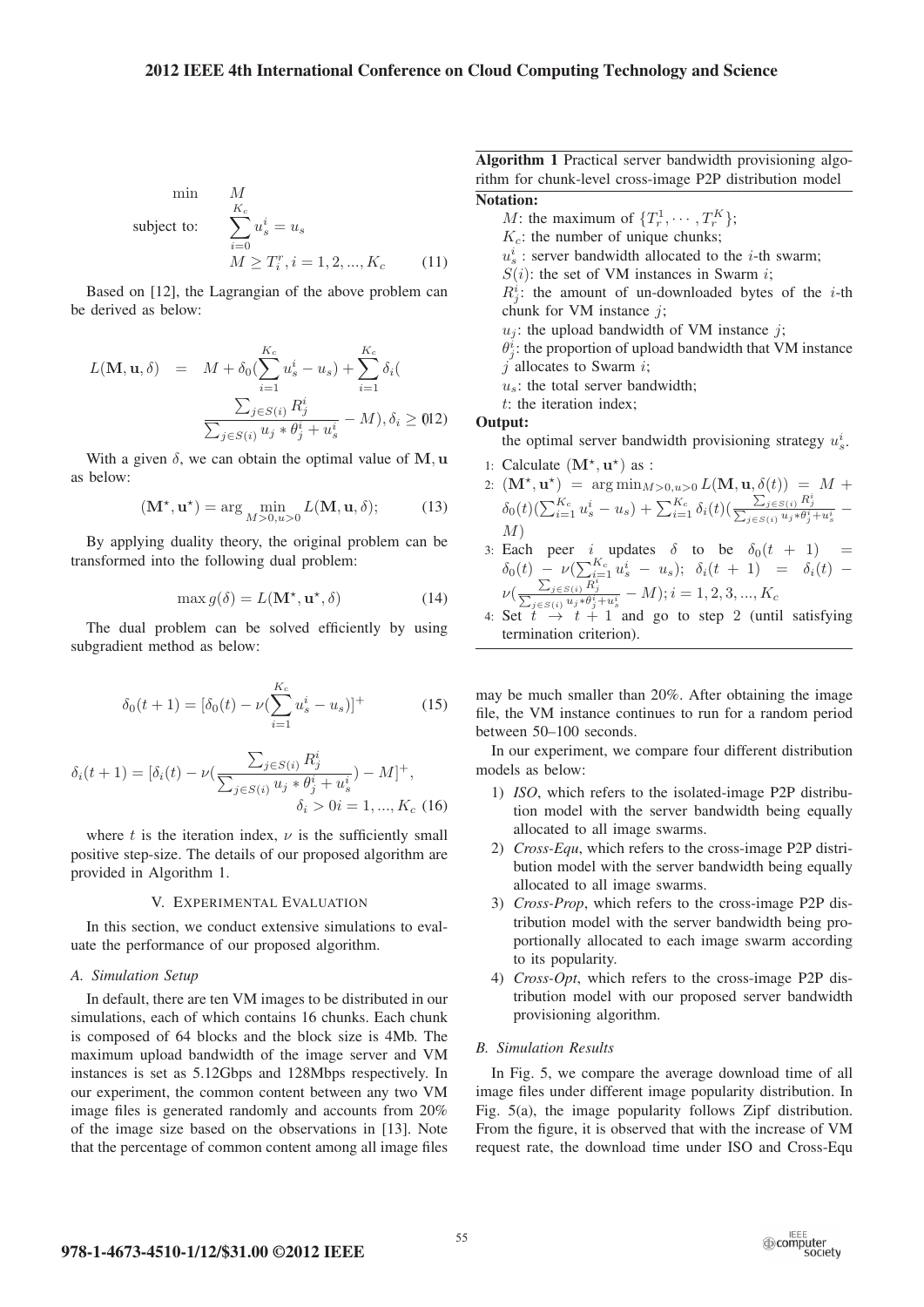$$
\begin{aligned}
\min \quad & M \\
\text{subject to:} \quad & \sum_{i=0}^{K_c} u_s^i = u_s \\
& M \geq T_i^r, i = 1, 2, ..., K_c
\end{aligned} \tag{11}
$$

Based on [12], the Lagrangian of the above problem can be derived as below:

$$
L(\mathbf{M}, \mathbf{u}, \delta) = M + \delta_0 (\sum_{i=1}^{K_c} u_s^i - u_s) + \sum_{i=1}^{K_c} \delta_i ( \frac{\sum_{j \in S(i)} R_j^i}{\sum_{j \in S(i)} u_j * \theta_j^i + u_s^i} - M), \delta_i \geq 0 \tag{12}
$$

With a given $\delta$, we can obtain the optimal value of $\mathbf{M}, \mathbf{u}$ as below:

$$
(\mathbf{M}^\star, \mathbf{u}^\star) = \arg \min_{M>0, u>0} L(\mathbf{M}, \mathbf{u}, \delta); \tag{13}
$$

By applying duality theory, the original problem can be transformed into the following dual problem:

$$
\max g(\delta) = L(\mathbf{M}^\star, \mathbf{u}^\star, \delta) \tag{14}
$$

The dual problem can be solved efficiently by using subgradient method as below:

$$
\delta_0(t+1) = [\delta_0(t) - \nu(\sum_{i=1}^{K_c} u_s^i - u_s)]^+ \tag{15}
$$

$$
\delta_i(t+1) = [\delta_i(t) - \nu(\frac{\sum_{j \in S(i)} R_j^i}{\sum_{j \in S(i)} u_j * \theta_j^i + u_s^i}) - M]^+, \quad \delta_i > 0 i = 1, ..., K_c \tag{16}
$$

where $t$ is the iteration index, $\nu$ is the sufficiently small positive step-size. The details of our proposed algorithm are provided in Algorithm 1.

**Algorithm 1** Practical server bandwidth provisioning algorithm for chunk-level cross-image P2P distribution model

**Notation:**

- $M$: the maximum of $\{T_r^1, \cdots, T_r^K\}$;
- $K_c$: the number of unique chunks;
- $u_s^i$ : server bandwidth allocated to the $i$-th swarm;
- $S(i)$: the set of VM instances in Swarm $i$;
- $R_j^i$: the amount of un-downloaded bytes of the $i$-th chunk for VM instance $j$;
- $u_j$: the upload bandwidth of VM instance $j$;
- $\theta_j^i$: the proportion of upload bandwidth that VM instance $j$ allocates to Swarm $i$;
- $u_s$: the total server bandwidth;
- $t$: the iteration index;

**Output:**

the optimal server bandwidth provisioning strategy $u_s^i$.

1: Calculate $(\mathbf{M}^\star, \mathbf{u}^\star)$ as :

2: $(\mathbf{M}^\star, \mathbf{u}^\star) = \arg\min_{M>0,u>0} L(\mathbf{M}, \mathbf{u}, \delta(t)) = M + \delta_0(t)(\sum_{i=1}^{K_c} u_s^i - u_s) + \sum_{i=1}^{K_c} \delta_i(t)(\frac{\sum_{j \in S(i)} R_j^i}{\sum_{j \in S(i)} u_j * \theta_j^i + u_s^i} - M)$

3: Each peer $i$ updates $\delta$ to be $\delta_0(t+1) = \delta_0(t) - \nu(\sum_{i=1}^{K_c} u_s^i - u_s)$; $\delta_i(t+1) = \delta_i(t) - \nu(\frac{\sum_{j \in S(i)} R_j^i}{\sum_{j \in S(i)} u_j * \theta_j^i + u_s^i} - M); i = 1, 2, 3, ..., K_c$

4: Set $t \rightarrow t+1$ and go to step 2 (until satisfying termination criterion).

## V. Experimental Evaluation

In this section, we conduct extensive simulations to evaluate the performance of our proposed algorithm.

### A. Simulation Setup

In default, there are ten VM images to be distributed in our simulations, each of which contains 16 chunks. Each chunk is composed of 64 blocks and the block size is 4Mb. The maximum upload bandwidth of the image server and VM instances is set as 5.12Gbps and 128Mbps respectively. In our experiment, the common content between any two VM image files is generated randomly and accounts from 20% of the image size based on the observations in [13]. Note that the percentage of common content among all image files may be much smaller than 20%. After obtaining the image file, the VM instance continues to run for a random period between 50–100 seconds.

In our experiment, we compare four different distribution models as below:

1) *ISO*, which refers to the isolated-image P2P distribution model with the server bandwidth being equally allocated to all image swarms.
2) *Cross-Equ*, which refers to the cross-image P2P distribution model with the server bandwidth being equally allocated to all image swarms.
3) *Cross-Prop*, which refers to the cross-image P2P distribution model with the server bandwidth being proportionally allocated to each image swarm according to its popularity.
4) *Cross-Opt*, which refers to the cross-image P2P distribution model with our proposed server bandwidth provisioning algorithm.

### B. Simulation Results

In Fig. 5, we compare the average download time of all image files under different image popularity distribution. In Fig. 5(a), the image popularity follows Zipf distribution. From the figure, it is observed that with the increase of VM request rate, the download time under ISO and Cross-Equ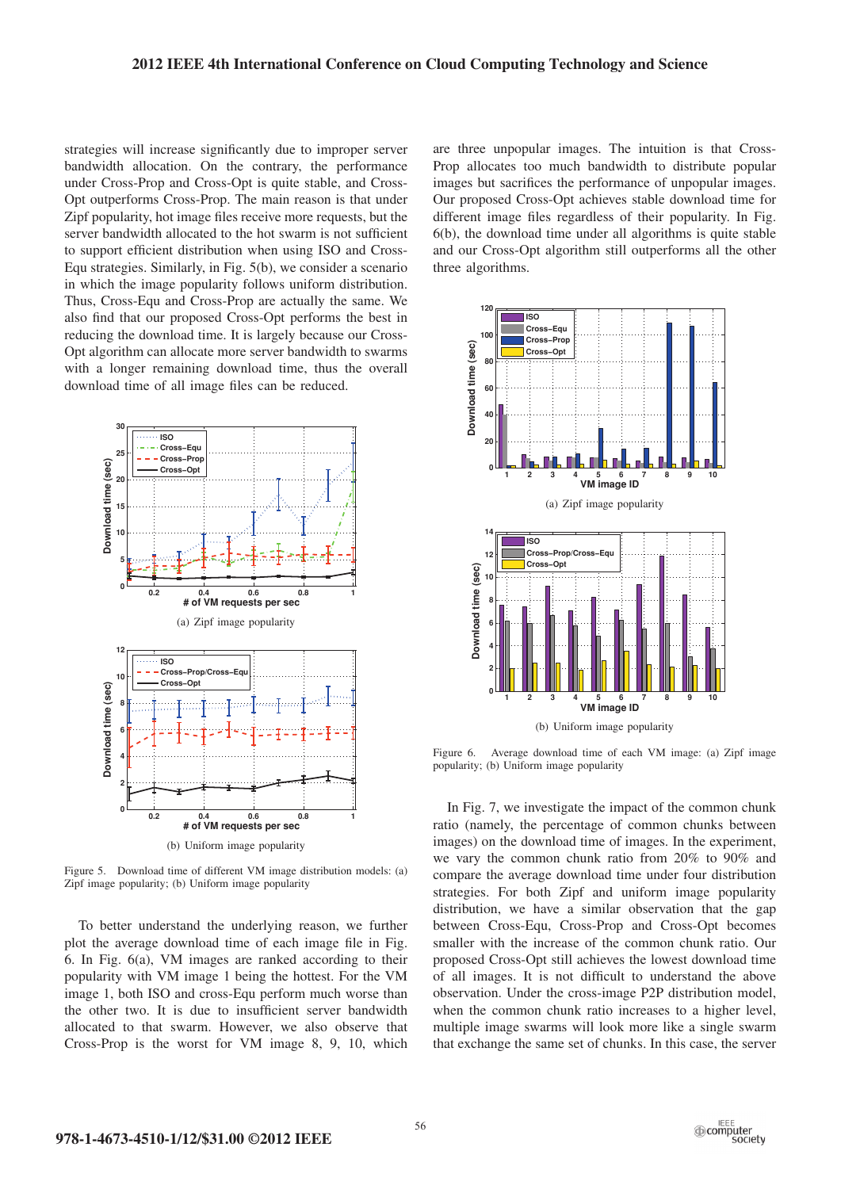strategies will increase significantly due to improper server bandwidth allocation. On the contrary, the performance under Cross-Prop and Cross-Opt is quite stable, and Cross-Opt outperforms Cross-Prop. The main reason is that under Zipf popularity, hot image files receive more requests, but the server bandwidth allocated to the hot swarm is not sufficient to support efficient distribution when using ISO and Cross-Equ strategies. Similarly, in Fig. 5(b), we consider a scenario in which the image popularity follows uniform distribution. Thus, Cross-Equ and Cross-Prop are actually the same. We also find that our proposed Cross-Opt performs the best in reducing the download time. It is largely because our Cross-Opt algorithm can allocate more server bandwidth to swarms with a longer remaining download time, thus the overall download time of all image files can be reduced.

(a) Zipf image popularity

(b) Uniform image popularity

Figure 5. Download time of different VM image distribution models: (a) Zipf image popularity; (b) Uniform image popularity

To better understand the underlying reason, we further plot the average download time of each image file in Fig. 6. In Fig. 6(a), VM images are ranked according to their popularity with VM image 1 being the hottest. For the VM image 1, both ISO and cross-Equ perform much worse than the other two. It is due to insufficient server bandwidth allocated to that swarm. However, we also observe that Cross-Prop is the worst for VM image 8, 9, 10, which are three unpopular images. The intuition is that Cross-Prop allocates too much bandwidth to distribute popular images but sacrifices the performance of unpopular images. Our proposed Cross-Opt achieves stable download time for different image files regardless of their popularity. In Fig. 6(b), the download time under all algorithms is quite stable and our Cross-Opt algorithm still outperforms all the other three algorithms.

(a) Zipf image popularity

(b) Uniform image popularity

Figure 6. Average download time of each VM image: (a) Zipf image popularity; (b) Uniform image popularity

In Fig. 7, we investigate the impact of the common chunk ratio (namely, the percentage of common chunks between images) on the download time of images. In the experiment, we vary the common chunk ratio from 20% to 90% and compare the average download time under four distribution strategies. For both Zipf and uniform image popularity distribution, we have a similar observation that the gap between Cross-Equ, Cross-Prop and Cross-Opt becomes smaller with the increase of the common chunk ratio. Our proposed Cross-Opt still achieves the lowest download time of all images. It is not difficult to understand the above observation. Under the cross-image P2P distribution model, when the common chunk ratio increases to a higher level, multiple image swarms will look more like a single swarm that exchange the same set of chunks. In this case, the server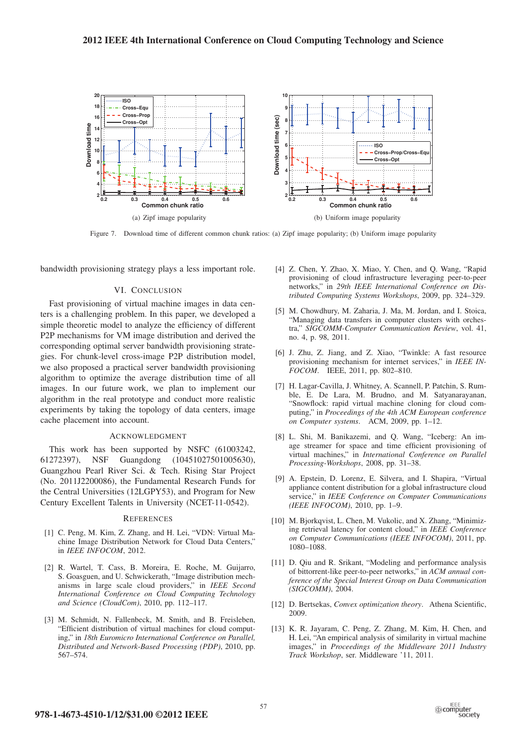20
18
16
14
12
10
8
6
4
2

ISO
Cross–Equ
Cross–Prop
Cross–Opt

Download time

0.2 0.3 0.4 0.5 0.6
Common chunk ratio

(a) Zipf image popularity

10
9
8
7
6
5
4
3
2

ISO
Cross–Prop/Cross–Equ
Cross–Opt

Download time (sec)

0.2 0.3 0.4 0.5 0.6
Common chunk ratio

(b) Uniform image popularity

Figure 7. Download time of different common chunk ratios: (a) Zipf image popularity; (b) Uniform image popularity

bandwidth provisioning strategy plays a less important role.

## VI. Conclusion

Fast provisioning of virtual machine images in data centers is a challenging problem. In this paper, we developed a simple theoretic model to analyze the efficiency of different P2P mechanisms for VM image distribution and derived the corresponding optimal server bandwidth provisioning strategies. For chunk-level cross-image P2P distribution model, we also proposed a practical server bandwidth provisioning algorithm to optimize the average distribution time of all images. In our future work, we plan to implement our algorithm in the real prototype and conduct more realistic experiments by taking the topology of data centers, image cache placement into account.

## Acknowledgment

This work has been supported by NSFC (61003242, 61272397), NSF Guangdong (10451027501005630), Guangzhou Pearl River Sci. & Tech. Rising Star Project (No. 2011J2200086), the Fundamental Research Funds for the Central Universities (12LGPY53), and Program for New Century Excellent Talents in University (NCET-11-0542).

## References

[1] C. Peng, M. Kim, Z. Zhang, and H. Lei, "VDN: Virtual Machine Image Distribution Network for Cloud Data Centers," in *IEEE INFOCOM*, 2012.

[2] R. Wartel, T. Cass, B. Moreira, E. Roche, M. Guijarro, S. Goasguen, and U. Schwickerath, "Image distribution mechanisms in large scale cloud providers," in *IEEE Second International Conference on Cloud Computing Technology and Science (CloudCom)*, 2010, pp. 112–117.

[3] M. Schmidt, N. Fallenbeck, M. Smith, and B. Freisleben, "Efficient distribution of virtual machines for cloud computing," in *18th Euromicro International Conference on Parallel, Distributed and Network-Based Processing (PDP)*, 2010, pp. 567–574.

[4] Z. Chen, Y. Zhao, X. Miao, Y. Chen, and Q. Wang, "Rapid provisioning of cloud infrastructure leveraging peer-to-peer networks," in *29th IEEE International Conference on Distributed Computing Systems Workshops*, 2009, pp. 324–329.

[5] M. Chowdhury, M. Zaharia, J. Ma, M. Jordan, and I. Stoica, "Managing data transfers in computer clusters with orchestra," *SIGCOMM-Computer Communication Review*, vol. 41, no. 4, p. 98, 2011.

[6] J. Zhu, Z. Jiang, and Z. Xiao, "Twinkle: A fast resource provisioning mechanism for internet services," in *IEEE INFOCOM*. IEEE, 2011, pp. 802–810.

[7] H. Lagar-Cavilla, J. Whitney, A. Scannell, P. Patchin, S. Rumble, E. De Lara, M. Brudno, and M. Satyanarayanan, "Snowflock: rapid virtual machine cloning for cloud computing," in *Proceedings of the 4th ACM European conference on Computer systems*. ACM, 2009, pp. 1–12.

[8] L. Shi, M. Banikazemi, and Q. Wang, "Iceberg: An image streamer for space and time efficient provisioning of virtual machines," in *International Conference on Parallel Processing-Workshops*, 2008, pp. 31–38.

[9] A. Epstein, D. Lorenz, E. Silvera, and I. Shapira, "Virtual appliance content distribution for a global infrastructure cloud service," in *IEEE Conference on Computer Communications (IEEE INFOCOM)*, 2010, pp. 1–9.

[10] M. Bjorkqvist, L. Chen, M. Vukolic, and X. Zhang, "Minimizing retrieval latency for content cloud," in *IEEE Conference on Computer Communications (IEEE INFOCOM)*, 2011, pp. 1080–1088.

[11] D. Qiu and R. Srikant, "Modeling and performance analysis of bittorrent-like peer-to-peer networks," in *ACM annual conference of the Special Interest Group on Data Communication (SIGCOMM)*, 2004.

[12] D. Bertsekas, *Convex optimization theory*. Athena Scientific, 2009.

[13] K. R. Jayaram, C. Peng, Z. Zhang, M. Kim, H. Chen, and H. Lei, "An empirical analysis of similarity in virtual machine images," in *Proceedings of the Middleware 2011 Industry Track Workshop*, ser. Middleware '11, 2011.